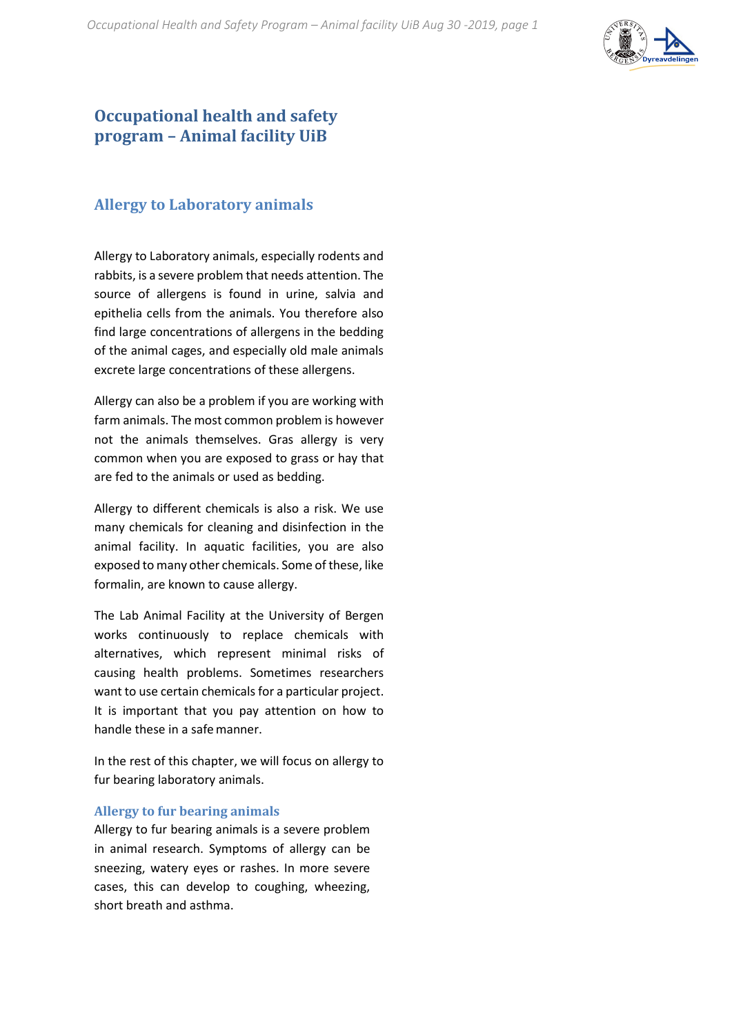# Occupational health and safety program – Animal facility UiB

## Allergy to Laboratory animals

Allergy to Laboratory animals, especially rodents and rabbits, is a severe problem that needs attention. The source of allergens is found in urine, salvia and epithelia cells from the animals. You therefore also find large concentrations of allergens in the bedding of the animal cages, and especially old male animals excrete large concentrations of these allergens.

Allergy can also be a problem if you are working with farm animals. The most common problem is however not the animals themselves. Gras allergy is very common when you are exposed to grass or hay that are fed to the animals or used as bedding.

Allergy to different chemicals is also a risk. We use many chemicals for cleaning and disinfection in the animal facility. In aquatic facilities, you are also exposed to many other chemicals. Some of these, like formalin, are known to cause allergy.

The Lab Animal Facility at the University of Bergen works continuously to replace chemicals with alternatives, which represent minimal risks of causing health problems. Sometimes researchers want to use certain chemicals for a particular project. It is important that you pay attention on how to handle these in a safe manner.

In the rest of this chapter, we will focus on allergy to fur bearing laboratory animals.

### Allergy to fur bearing animals

Allergy to fur bearing animals is a severe problem in animal research. Symptoms of allergy can be sneezing, watery eyes or rashes. In more severe cases, this can develop to coughing, wheezing, short breath and asthma.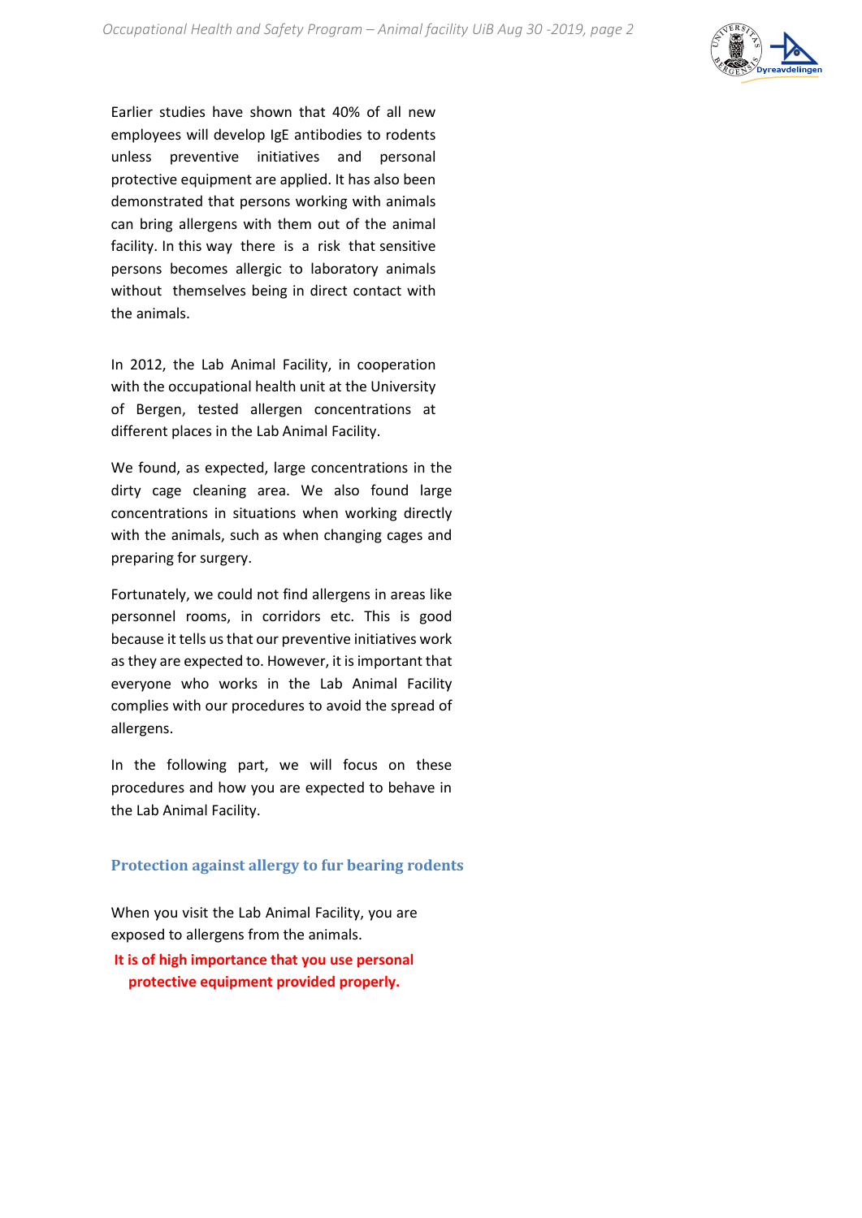Earlier studies have shown that 40% of all new employees will develop IgE antibodies to rodents unless preventive initiatives and personal protective equipment are applied. It has also been demonstrated that persons working with animals can bring allergens with them out of the animal facility. In this way there is a risk that sensitive persons becomes allergic to laboratory animals without themselves being in direct contact with the animals.

In 2012, the Lab Animal Facility, in cooperation with the occupational health unit at the University of Bergen, tested allergen concentrations at different places in the Lab Animal Facility.

We found, as expected, large concentrations in the dirty cage cleaning area. We also found large concentrations in situations when working directly with the animals, such as when changing cages and preparing for surgery.

Fortunately, we could not find allergens in areas like personnel rooms, in corridors etc. This is good because it tells us that our preventive initiatives work as they are expected to. However, it is important that everyone who works in the Lab Animal Facility complies with our procedures to avoid the spread of allergens.

In the following part, we will focus on these procedures and how you are expected to behave in the Lab Animal Facility.

## Protection against allergy to fur bearing rodents

When you visit the Lab Animal Facility, you are exposed to allergens from the animals.

**It is of high importance that you use personal protective equipment provided properly.**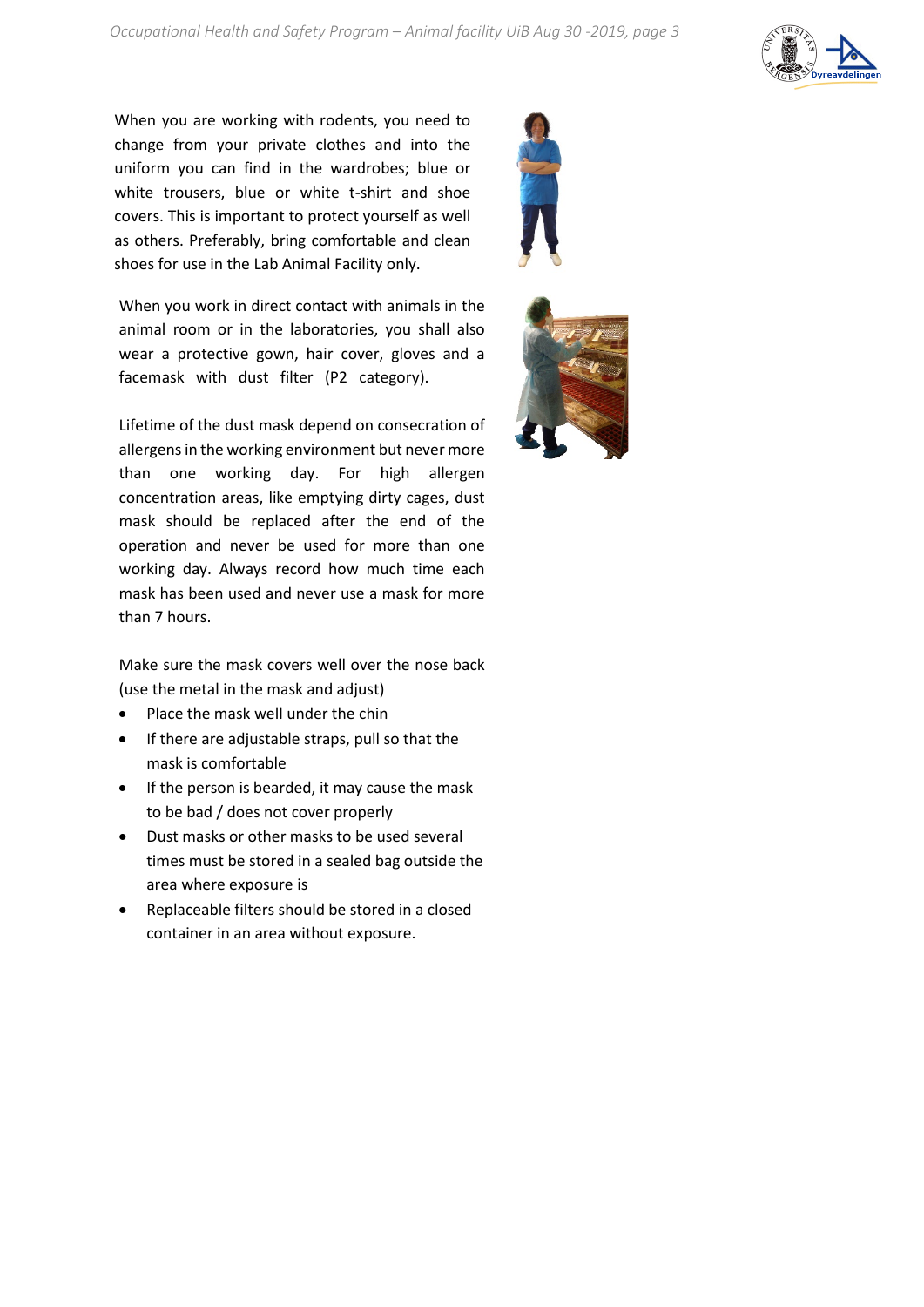When you are working with rodents, you need to change from your private clothes and into the uniform you can find in the wardrobes; blue or white trousers, blue or white t-shirt and shoe covers. This is important to protect yourself as well as others. Preferably, bring comfortable and clean shoes for use in the Lab Animal Facility only.

When you work in direct contact with animals in the animal room or in the laboratories, you shall also wear a protective gown, hair cover, gloves and a facemask with dust filter (P2 category).

Lifetime of the dust mask depend on consecration of allergens in the working environment but never more than one working day. For high allergen concentration areas, like emptying dirty cages, dust mask should be replaced after the end of the operation and never be used for more than one working day. Always record how much time each mask has been used and never use a mask for more than 7 hours.

Make sure the mask covers well over the nose back (use the metal in the mask and adjust)

- Place the mask well under the chin
- If there are adjustable straps, pull so that the mask is comfortable
- If the person is bearded, it may cause the mask to be bad / does not cover properly
- Dust masks or other masks to be used several times must be stored in a sealed bag outside the area where exposure is
- Replaceable filters should be stored in a closed container in an area without exposure.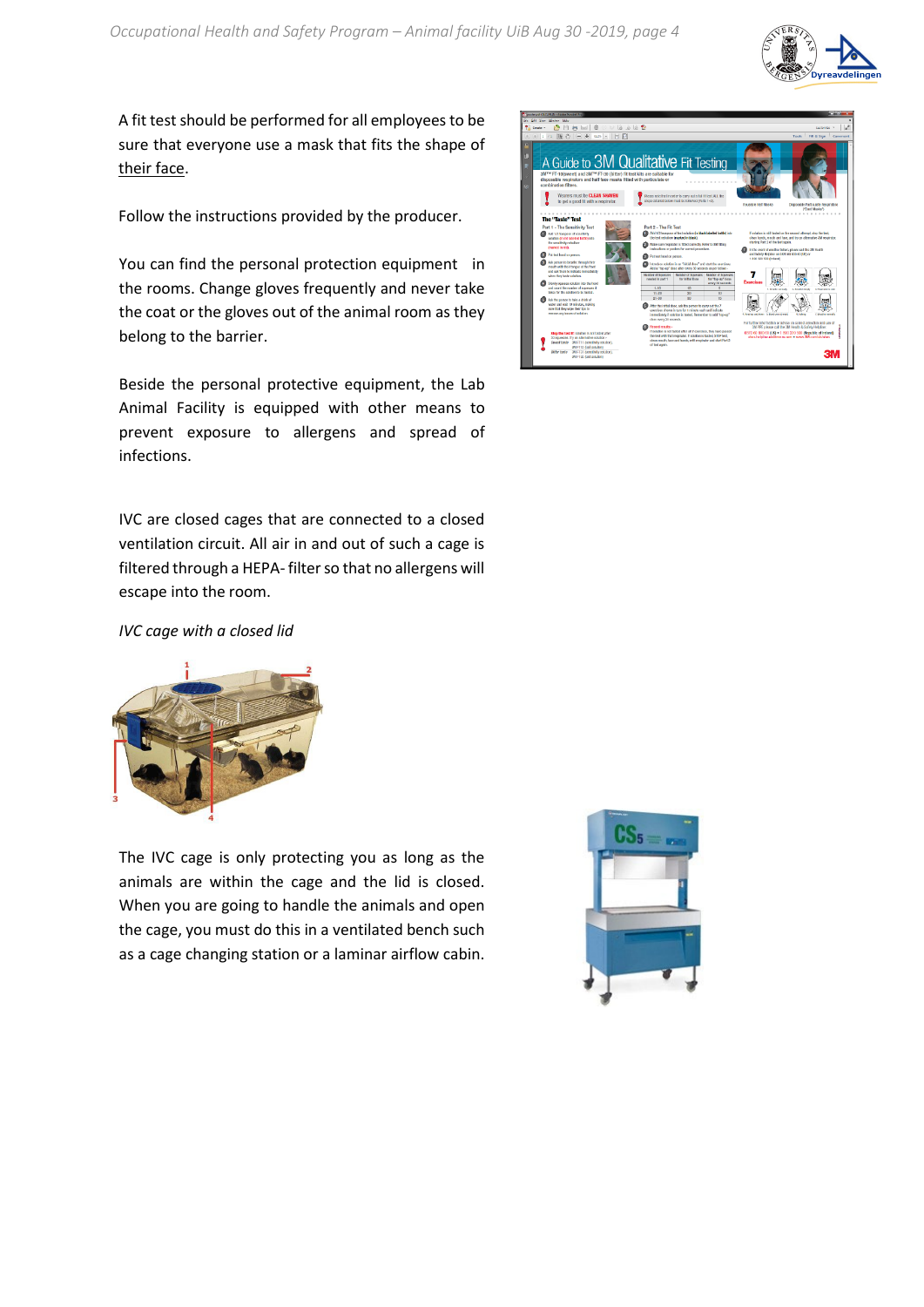A fit test should be performed for all employees to be sure that everyone use a mask that fits the shape of their face.

Follow the instructions provided by the producer.

You can find the personal protection equipment in the rooms. Change gloves frequently and never take the coat or the gloves out of the animal room as they belong to the barrier.

Beside the personal protective equipment, the Lab Animal Facility is equipped with other means to prevent exposure to allergens and spread of infections.

IVC are closed cages that are connected to a closed ventilation circuit. All air in and out of such a cage is filtered through a HEPA- filter so that no allergens will escape into the room.

*IVC cage with a closed lid*

The IVC cage is only protecting you as long as the animals are within the cage and the lid is closed. When you are going to handle the animals and open the cage, you must do this in a ventilated bench such as a cage changing station or a laminar airflow cabin.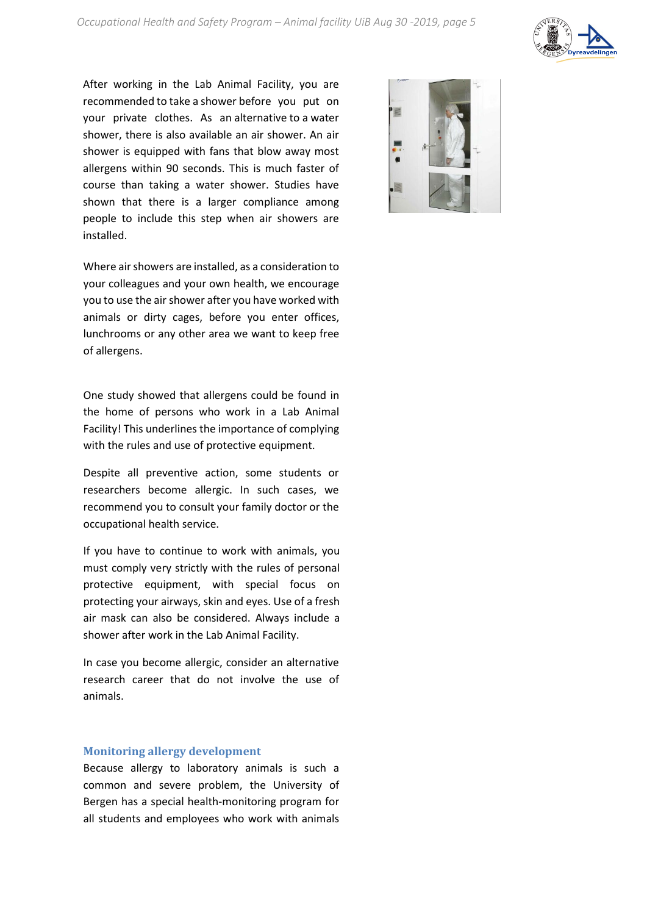After working in the Lab Animal Facility, you are recommended to take a shower before you put on your private clothes. As an alternative to a water shower, there is also available an air shower. An air shower is equipped with fans that blow away most allergens within 90 seconds. This is much faster of course than taking a water shower. Studies have shown that there is a larger compliance among people to include this step when air showers are installed.

Where air showers are installed, as a consideration to your colleagues and your own health, we encourage you to use the air shower after you have worked with animals or dirty cages, before you enter offices, lunchrooms or any other area we want to keep free of allergens.

One study showed that allergens could be found in the home of persons who work in a Lab Animal Facility! This underlines the importance of complying with the rules and use of protective equipment.

Despite all preventive action, some students or researchers become allergic. In such cases, we recommend you to consult your family doctor or the occupational health service.

If you have to continue to work with animals, you must comply very strictly with the rules of personal protective equipment, with special focus on protecting your airways, skin and eyes. Use of a fresh air mask can also be considered. Always include a shower after work in the Lab Animal Facility.

In case you become allergic, consider an alternative research career that do not involve the use of animals.

## Monitoring allergy development

Because allergy to laboratory animals is such a common and severe problem, the University of Bergen has a special health-monitoring program for all students and employees who work with animals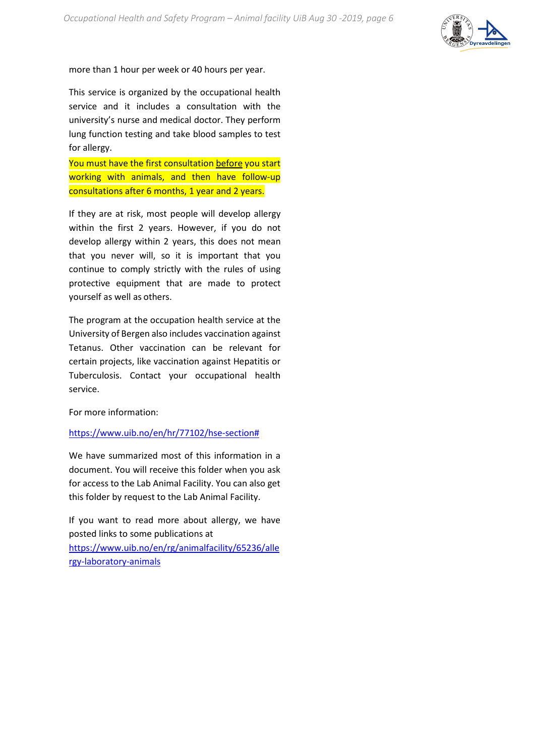more than 1 hour per week or 40 hours per year.

This service is organized by the occupational health service and it includes a consultation with the university's nurse and medical doctor. They perform lung function testing and take blood samples to test for allergy.

You must have the first consultation before you start working with animals, and then have follow-up consultations after 6 months, 1 year and 2 years.

If they are at risk, most people will develop allergy within the first 2 years. However, if you do not develop allergy within 2 years, this does not mean that you never will, so it is important that you continue to comply strictly with the rules of using protective equipment that are made to protect yourself as well as others.

The program at the occupation health service at the University of Bergen also includes vaccination against Tetanus. Other vaccination can be relevant for certain projects, like vaccination against Hepatitis or Tuberculosis. Contact your occupational health service.

For more information:

https://www.uib.no/en/hr/77102/hse-section#

We have summarized most of this information in a document. You will receive this folder when you ask for access to the Lab Animal Facility. You can also get this folder by request to the Lab Animal Facility.

If you want to read more about allergy, we have posted links to some publications at https://www.uib.no/en/rg/animalfacility/65236/allergy-laboratory-animals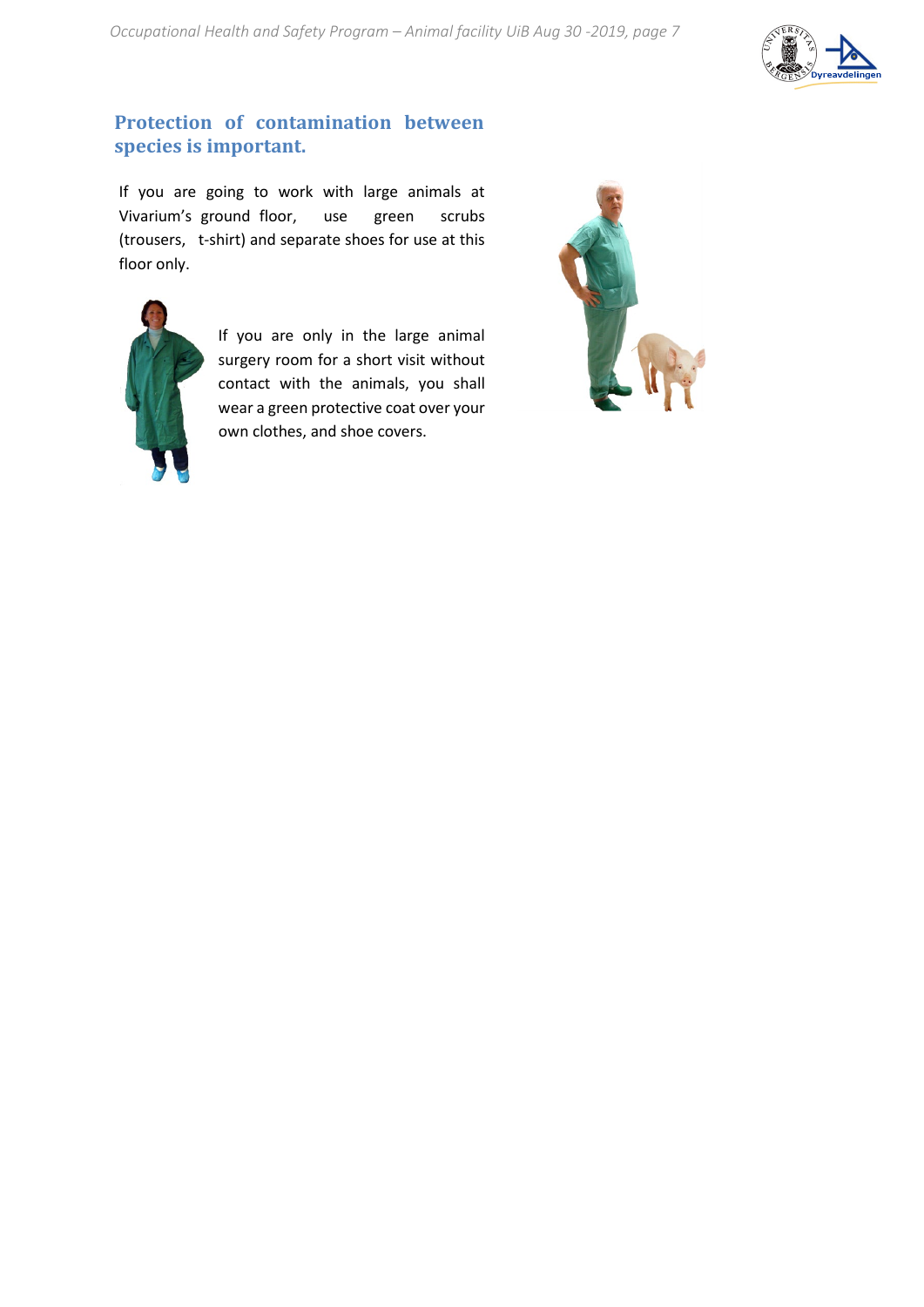## Protection of contamination between species is important.

If you are going to work with large animals at Vivarium's ground floor, use green scrubs (trousers, t-shirt) and separate shoes for use at this floor only.

If you are only in the large animal surgery room for a short visit without contact with the animals, you shall wear a green protective coat over your own clothes, and shoe covers.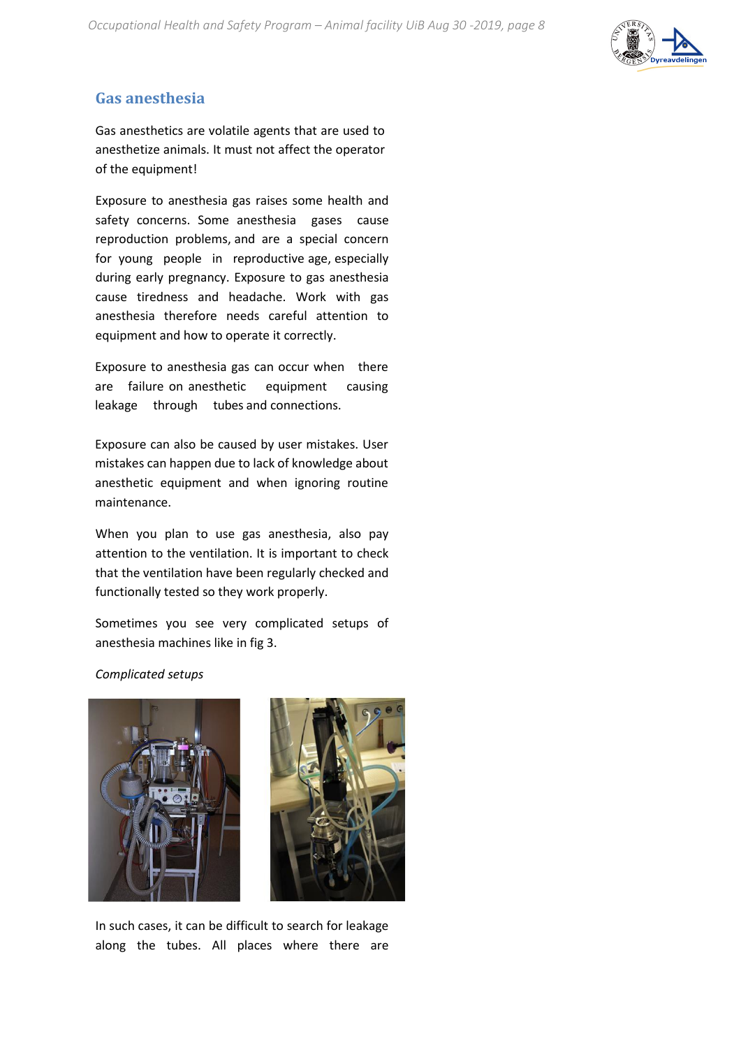## Gas anesthesia

Gas anesthetics are volatile agents that are used to anesthetize animals. It must not affect the operator of the equipment!

Exposure to anesthesia gas raises some health and safety concerns. Some anesthesia gases cause reproduction problems, and are a special concern for young people in reproductive age, especially during early pregnancy. Exposure to gas anesthesia cause tiredness and headache. Work with gas anesthesia therefore needs careful attention to equipment and how to operate it correctly.

Exposure to anesthesia gas can occur when there are failure on anesthetic equipment causing leakage through tubes and connections.

Exposure can also be caused by user mistakes. User mistakes can happen due to lack of knowledge about anesthetic equipment and when ignoring routine maintenance.

When you plan to use gas anesthesia, also pay attention to the ventilation. It is important to check that the ventilation have been regularly checked and functionally tested so they work properly.

Sometimes you see very complicated setups of anesthesia machines like in fig 3.

*Complicated setups*

In such cases, it can be difficult to search for leakage along the tubes. All places where there are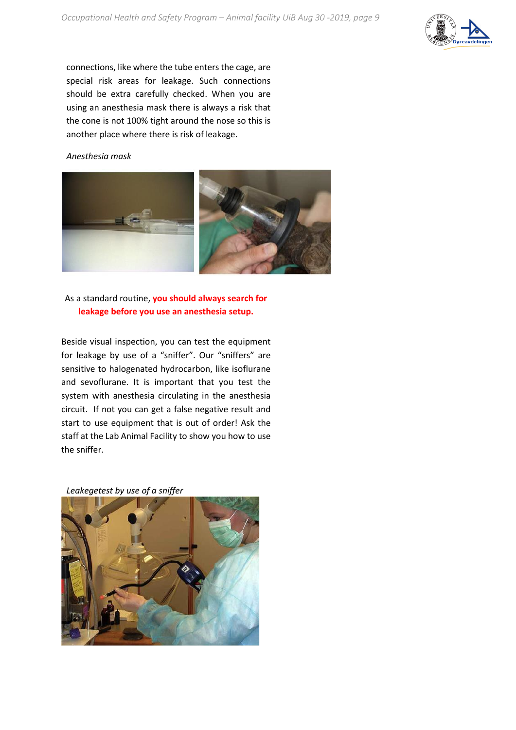connections, like where the tube enters the cage, are special risk areas for leakage. Such connections should be extra carefully checked. When you are using an anesthesia mask there is always a risk that the cone is not 100% tight around the nose so this is another place where there is risk of leakage.

*Anesthesia mask*

As a standard routine, **you should always search for leakage before you use an anesthesia setup.**

Beside visual inspection, you can test the equipment for leakage by use of a "sniffer". Our "sniffers" are sensitive to halogenated hydrocarbon, like isoflurane and sevoflurane. It is important that you test the system with anesthesia circulating in the anesthesia circuit. If not you can get a false negative result and start to use equipment that is out of order! Ask the staff at the Lab Animal Facility to show you how to use the sniffer.

*Leakegetest by use of a sniffer*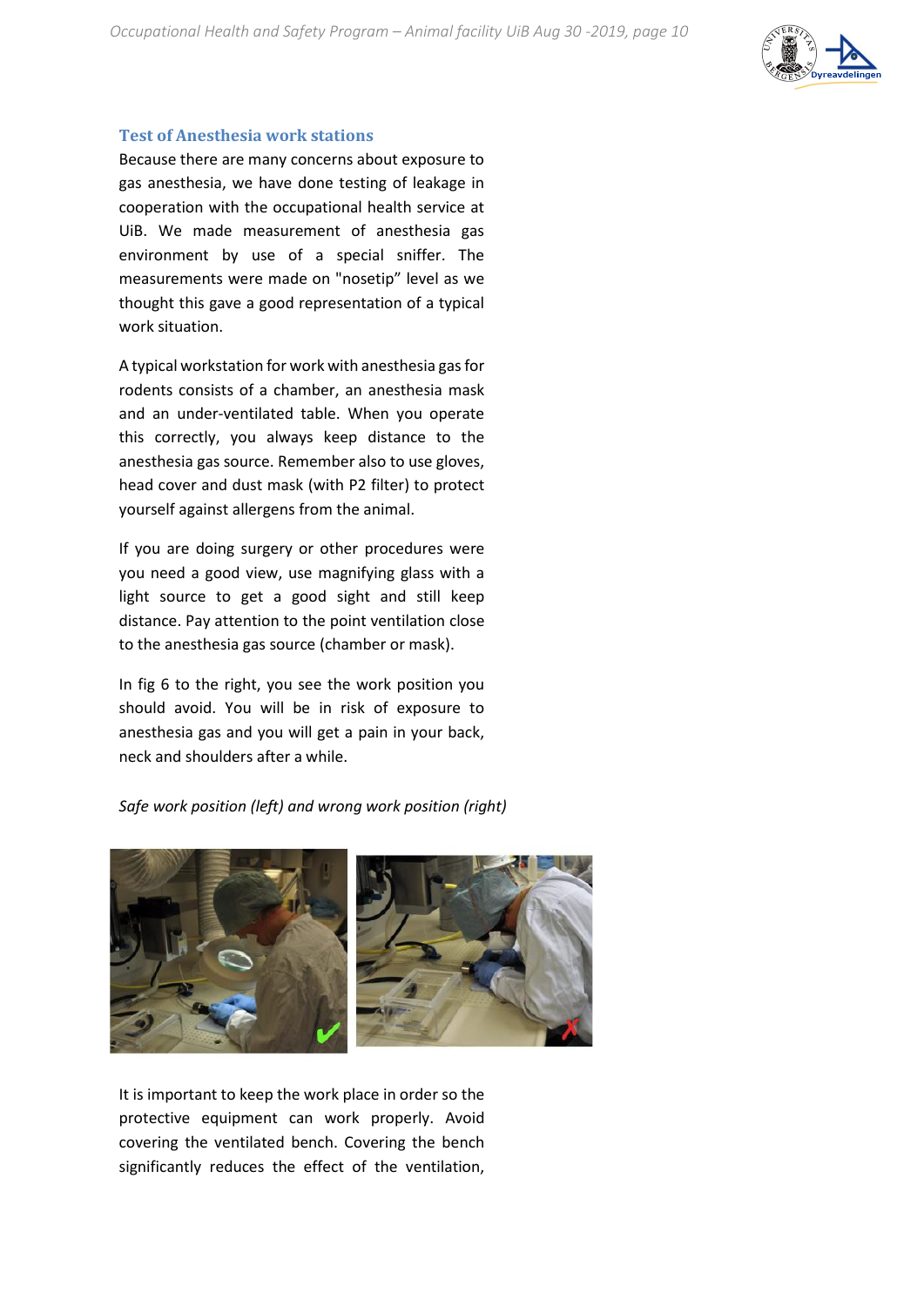### Test of Anesthesia work stations

Because there are many concerns about exposure to gas anesthesia, we have done testing of leakage in cooperation with the occupational health service at UiB. We made measurement of anesthesia gas environment by use of a special sniffer. The measurements were made on "nosetip" level as we thought this gave a good representation of a typical work situation.

A typical workstation for work with anesthesia gas for rodents consists of a chamber, an anesthesia mask and an under-ventilated table. When you operate this correctly, you always keep distance to the anesthesia gas source. Remember also to use gloves, head cover and dust mask (with P2 filter) to protect yourself against allergens from the animal.

If you are doing surgery or other procedures were you need a good view, use magnifying glass with a light source to get a good sight and still keep distance. Pay attention to the point ventilation close to the anesthesia gas source (chamber or mask).

In fig 6 to the right, you see the work position you should avoid. You will be in risk of exposure to anesthesia gas and you will get a pain in your back, neck and shoulders after a while.

*Safe work position (left) and wrong work position (right)*

It is important to keep the work place in order so the protective equipment can work properly. Avoid covering the ventilated bench. Covering the bench significantly reduces the effect of the ventilation,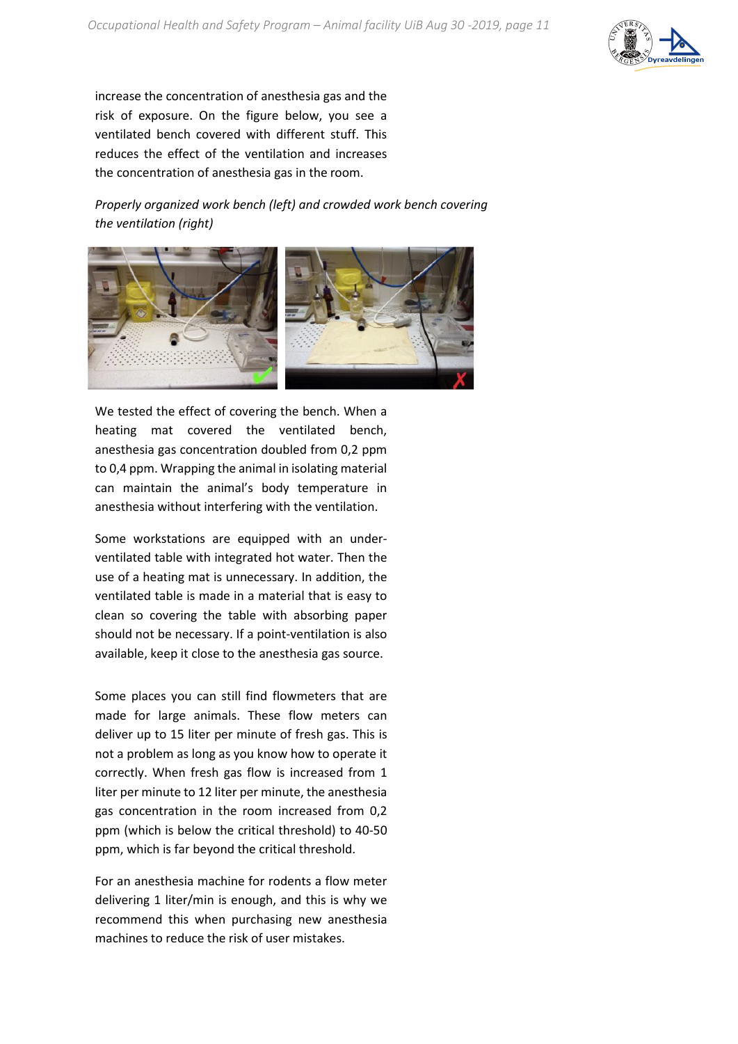increase the concentration of anesthesia gas and the risk of exposure. On the figure below, you see a ventilated bench covered with different stuff. This reduces the effect of the ventilation and increases the concentration of anesthesia gas in the room.

*Properly organized work bench (left) and crowded work bench covering the ventilation (right)*

We tested the effect of covering the bench. When a heating mat covered the ventilated bench, anesthesia gas concentration doubled from 0,2 ppm to 0,4 ppm. Wrapping the animal in isolating material can maintain the animal's body temperature in anesthesia without interfering with the ventilation.

Some workstations are equipped with an under-ventilated table with integrated hot water. Then the use of a heating mat is unnecessary. In addition, the ventilated table is made in a material that is easy to clean so covering the table with absorbing paper should not be necessary. If a point-ventilation is also available, keep it close to the anesthesia gas source.

Some places you can still find flowmeters that are made for large animals. These flow meters can deliver up to 15 liter per minute of fresh gas. This is not a problem as long as you know how to operate it correctly. When fresh gas flow is increased from 1 liter per minute to 12 liter per minute, the anesthesia gas concentration in the room increased from 0,2 ppm (which is below the critical threshold) to 40-50 ppm, which is far beyond the critical threshold.

For an anesthesia machine for rodents a flow meter delivering 1 liter/min is enough, and this is why we recommend this when purchasing new anesthesia machines to reduce the risk of user mistakes.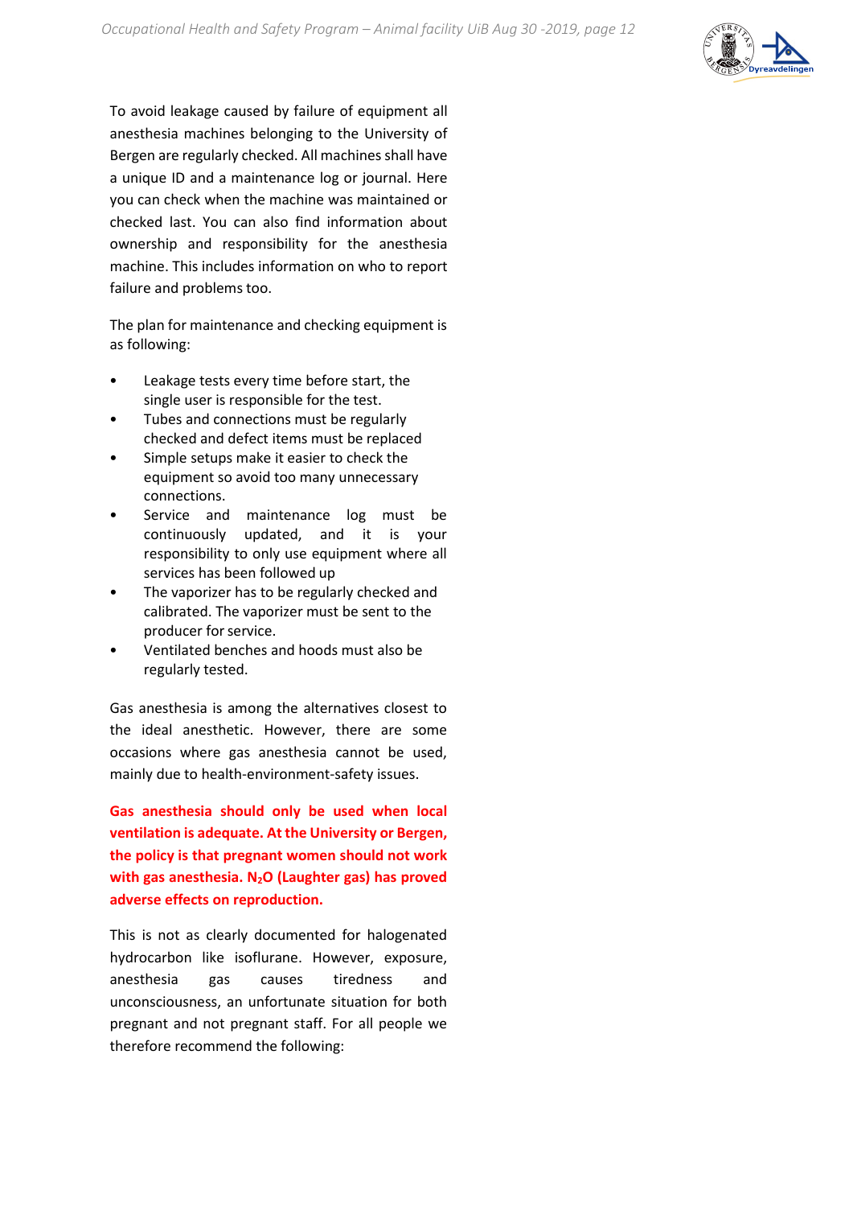To avoid leakage caused by failure of equipment all anesthesia machines belonging to the University of Bergen are regularly checked. All machines shall have a unique ID and a maintenance log or journal. Here you can check when the machine was maintained or checked last. You can also find information about ownership and responsibility for the anesthesia machine. This includes information on who to report failure and problems too.

The plan for maintenance and checking equipment is as following:

- Leakage tests every time before start, the single user is responsible for the test.
- Tubes and connections must be regularly checked and defect items must be replaced
- Simple setups make it easier to check the equipment so avoid too many unnecessary connections.
- Service and maintenance log must be continuously updated, and it is your responsibility to only use equipment where all services has been followed up
- The vaporizer has to be regularly checked and calibrated. The vaporizer must be sent to the producer for service.
- Ventilated benches and hoods must also be regularly tested.

Gas anesthesia is among the alternatives closest to the ideal anesthetic. However, there are some occasions where gas anesthesia cannot be used, mainly due to health-environment-safety issues.

**Gas anesthesia should only be used when local ventilation is adequate. At the University or Bergen, the policy is that pregnant women should not work with gas anesthesia. $N_2O$ (Laughter gas) has proved adverse effects on reproduction.**

This is not as clearly documented for halogenated hydrocarbon like isoflurane. However, exposure, anesthesia gas causes tiredness and unconsciousness, an unfortunate situation for both pregnant and not pregnant staff. For all people we therefore recommend the following: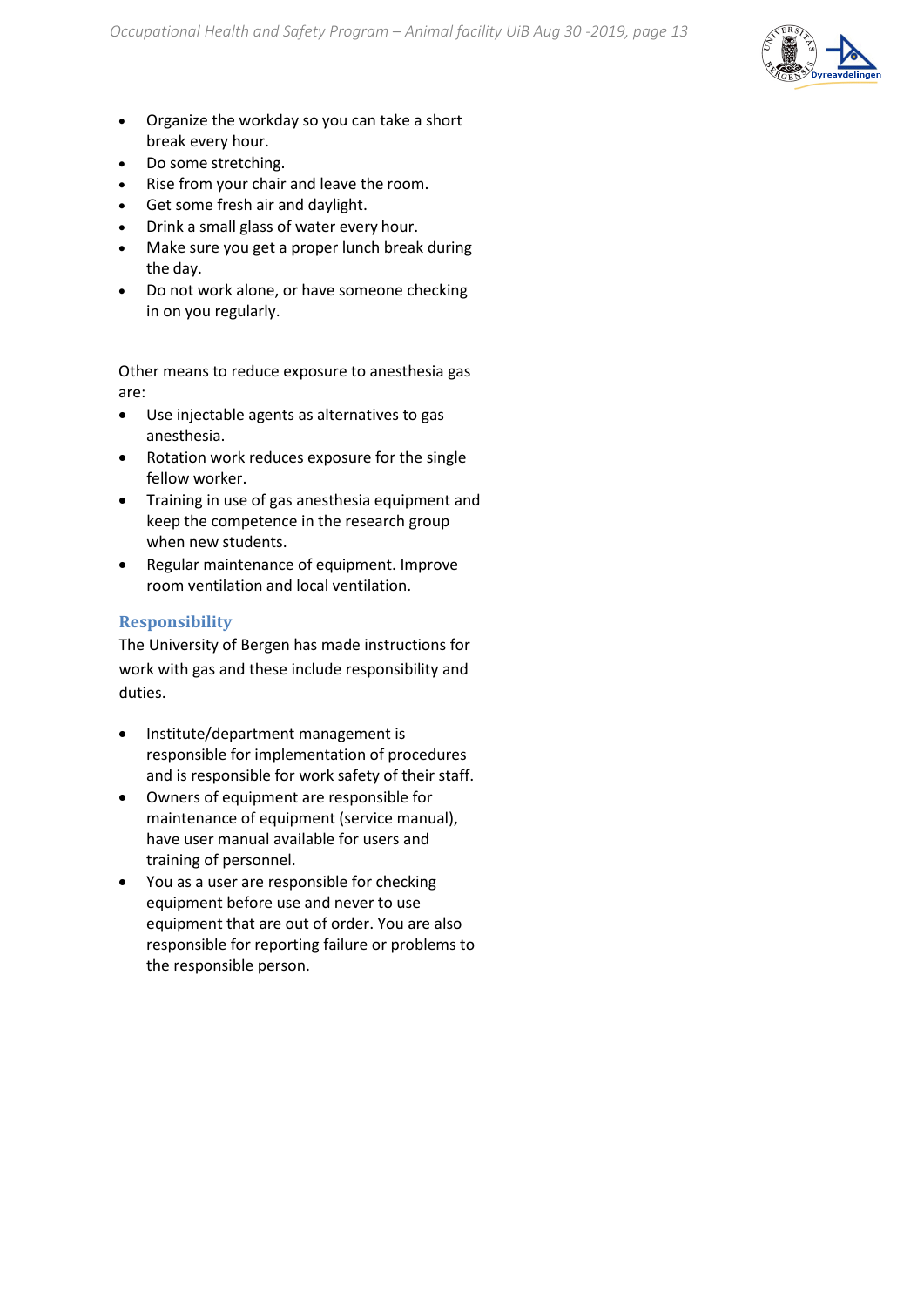- Organize the workday so you can take a short break every hour.
- Do some stretching.
- Rise from your chair and leave the room.
- Get some fresh air and daylight.
- Drink a small glass of water every hour.
- Make sure you get a proper lunch break during the day.
- Do not work alone, or have someone checking in on you regularly.

Other means to reduce exposure to anesthesia gas are:

- Use injectable agents as alternatives to gas anesthesia.
- Rotation work reduces exposure for the single fellow worker.
- Training in use of gas anesthesia equipment and keep the competence in the research group when new students.
- Regular maintenance of equipment. Improve room ventilation and local ventilation.

## Responsibility

The University of Bergen has made instructions for work with gas and these include responsibility and duties.

- Institute/department management is responsible for implementation of procedures and is responsible for work safety of their staff.
- Owners of equipment are responsible for maintenance of equipment (service manual), have user manual available for users and training of personnel.
- You as a user are responsible for checking equipment before use and never to use equipment that are out of order. You are also responsible for reporting failure or problems to the responsible person.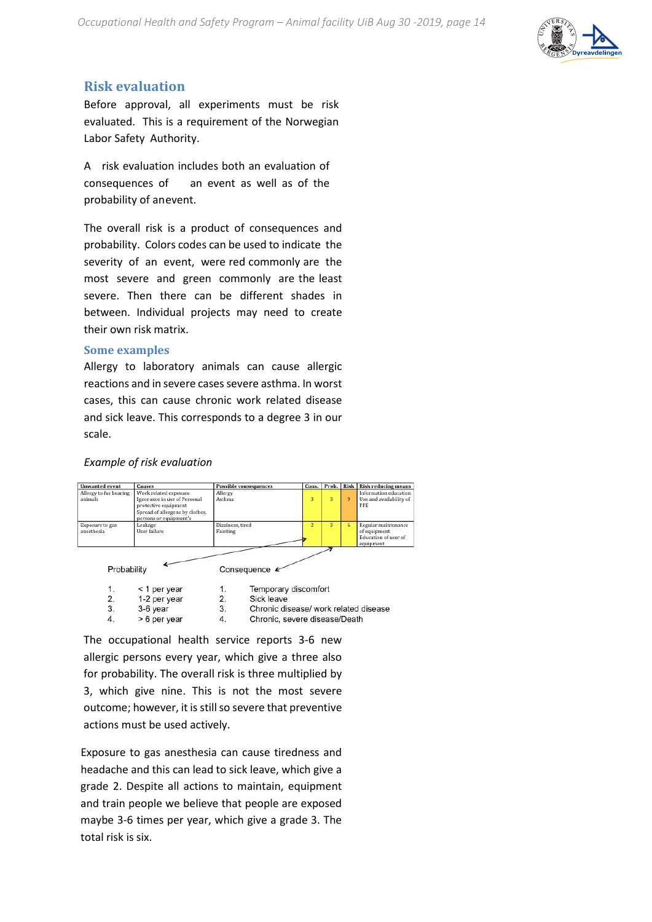## Risk evaluation

Before approval, all experiments must be risk evaluated. This is a requirement of the Norwegian Labor Safety Authority.

A risk evaluation includes both an evaluation of consequences of an event as well as of the probability of an event.

The overall risk is a product of consequences and probability. Colors codes can be used to indicate the severity of an event, were red commonly are the most severe and green commonly are the least severe. Then there can be different shades in between. Individual projects may need to create their own risk matrix.

### Some examples

Allergy to laboratory animals can cause allergic reactions and in severe cases severe asthma. In worst cases, this can cause chronic work related disease and sick leave. This corresponds to a degree 3 in our scale.

*Example of risk evaluation*

| Unwanted event | Causes | Possible consequences | Cons. | Prob. | Risk | Risk reducing means |
|---|---|---|---|---|---|---|
| Allergy to fur bearing animals | Work related exposure<br>Ignorance in use of Personal protective equipment<br>Spread of allergens by clothes, persons or equipment's | Allergy<br>Asthma | 3 | 3 | 9 | Information education<br>Use and availability of PPE |
| Exposure to gas anesthesia | Leakage<br>User failure | Dizziness, tired<br>Fainting | 2 | 3 | 6 | Regular maintenance of equipment<br>Education of user of equipment |

Probability

1. < 1 per year
2. 1-2 per year
3. 3-6 year
4. > 6 per year

Consequence

1. Temporary discomfort
2. Sick leave
3. Chronic disease/ work related disease
4. Chronic, severe disease/Death

The occupational health service reports 3-6 new allergic persons every year, which give a three also for probability. The overall risk is three multiplied by 3, which give nine. This is not the most severe outcome; however, it is still so severe that preventive actions must be used actively.

Exposure to gas anesthesia can cause tiredness and headache and this can lead to sick leave, which give a grade 2. Despite all actions to maintain, equipment and train people we believe that people are exposed maybe 3-6 times per year, which give a grade 3. The total risk is six.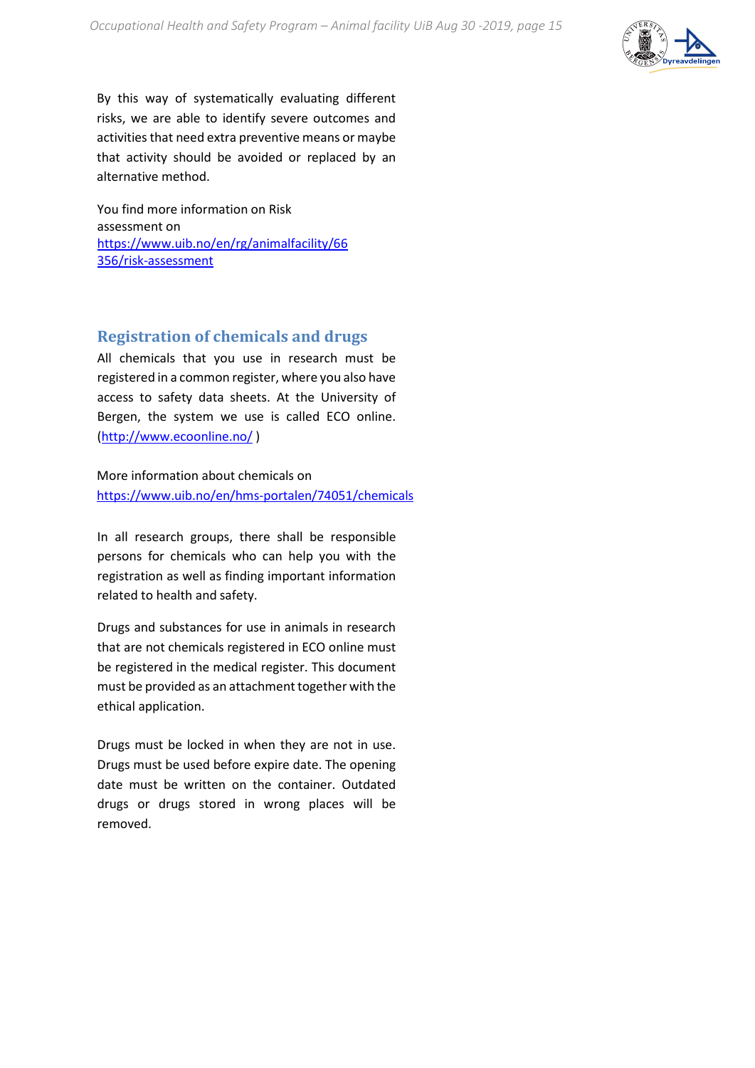By this way of systematically evaluating different risks, we are able to identify severe outcomes and activities that need extra preventive means or maybe that activity should be avoided or replaced by an alternative method.

You find more information on Risk assessment on https://www.uib.no/en/rg/animalfacility/66356/risk-assessment

## Registration of chemicals and drugs

All chemicals that you use in research must be registered in a common register, where you also have access to safety data sheets. At the University of Bergen, the system we use is called ECO online. (http://www.ecoonline.no/ )

More information about chemicals on https://www.uib.no/en/hms-portalen/74051/chemicals

In all research groups, there shall be responsible persons for chemicals who can help you with the registration as well as finding important information related to health and safety.

Drugs and substances for use in animals in research that are not chemicals registered in ECO online must be registered in the medical register. This document must be provided as an attachment together with the ethical application.

Drugs must be locked in when they are not in use. Drugs must be used before expire date. The opening date must be written on the container. Outdated drugs or drugs stored in wrong places will be removed.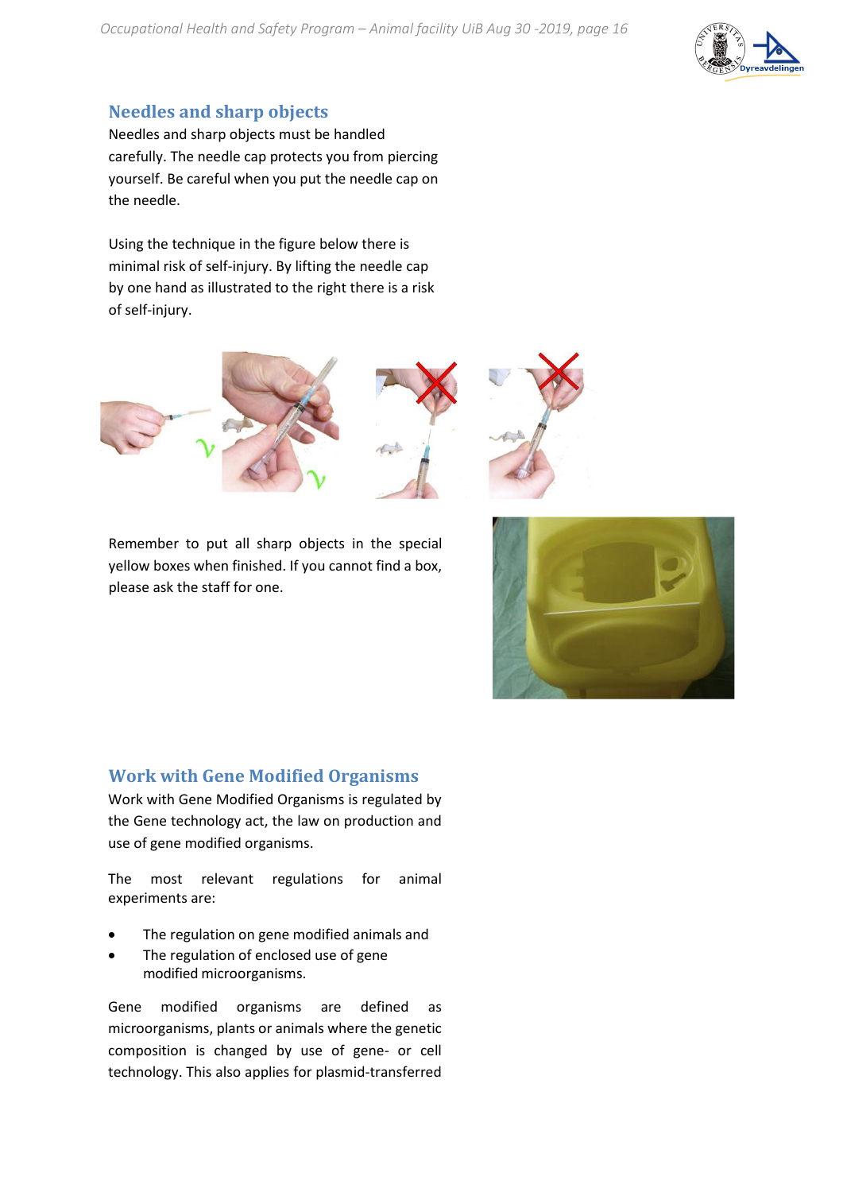## Needles and sharp objects

Needles and sharp objects must be handled carefully. The needle cap protects you from piercing yourself. Be careful when you put the needle cap on the needle.

Using the technique in the figure below there is minimal risk of self-injury. By lifting the needle cap by one hand as illustrated to the right there is a risk of self-injury.

Remember to put all sharp objects in the special yellow boxes when finished. If you cannot find a box, please ask the staff for one.

## Work with Gene Modified Organisms

Work with Gene Modified Organisms is regulated by the Gene technology act, the law on production and use of gene modified organisms.

The most relevant regulations for animal experiments are:

- The regulation on gene modified animals and
- The regulation of enclosed use of gene modified microorganisms.

Gene modified organisms are defined as microorganisms, plants or animals where the genetic composition is changed by use of gene- or cell technology. This also applies for plasmid-transferred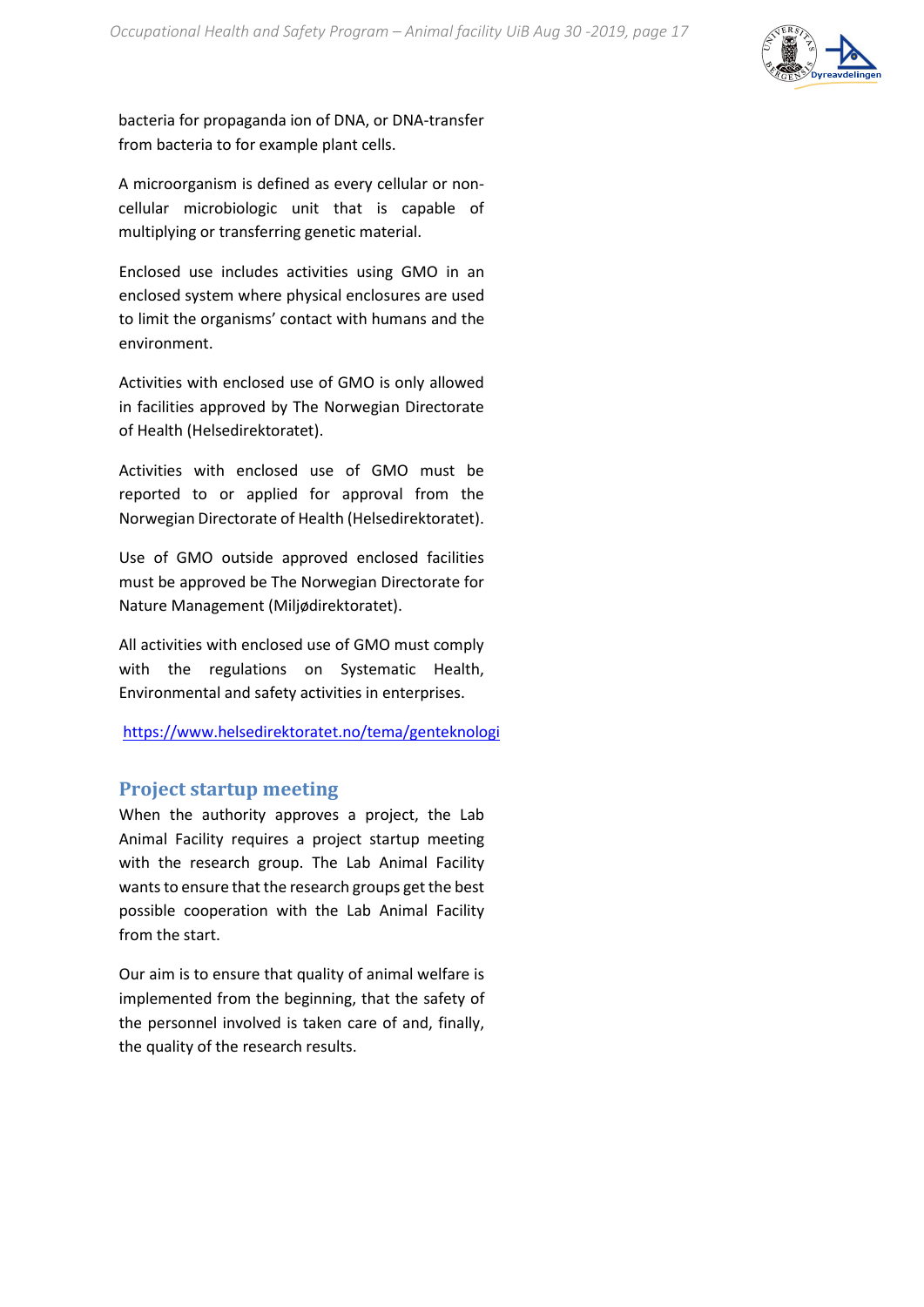bacteria for propaganda ion of DNA, or DNA-transfer from bacteria to for example plant cells.

A microorganism is defined as every cellular or non-cellular microbiologic unit that is capable of multiplying or transferring genetic material.

Enclosed use includes activities using GMO in an enclosed system where physical enclosures are used to limit the organisms' contact with humans and the environment.

Activities with enclosed use of GMO is only allowed in facilities approved by The Norwegian Directorate of Health (Helsedirektoratet).

Activities with enclosed use of GMO must be reported to or applied for approval from the Norwegian Directorate of Health (Helsedirektoratet).

Use of GMO outside approved enclosed facilities must be approved be The Norwegian Directorate for Nature Management (Miljødirektoratet).

All activities with enclosed use of GMO must comply with the regulations on Systematic Health, Environmental and safety activities in enterprises.

https://www.helsedirektoratet.no/tema/genteknologi

## Project startup meeting

When the authority approves a project, the Lab Animal Facility requires a project startup meeting with the research group. The Lab Animal Facility wants to ensure that the research groups get the best possible cooperation with the Lab Animal Facility from the start.

Our aim is to ensure that quality of animal welfare is implemented from the beginning, that the safety of the personnel involved is taken care of and, finally, the quality of the research results.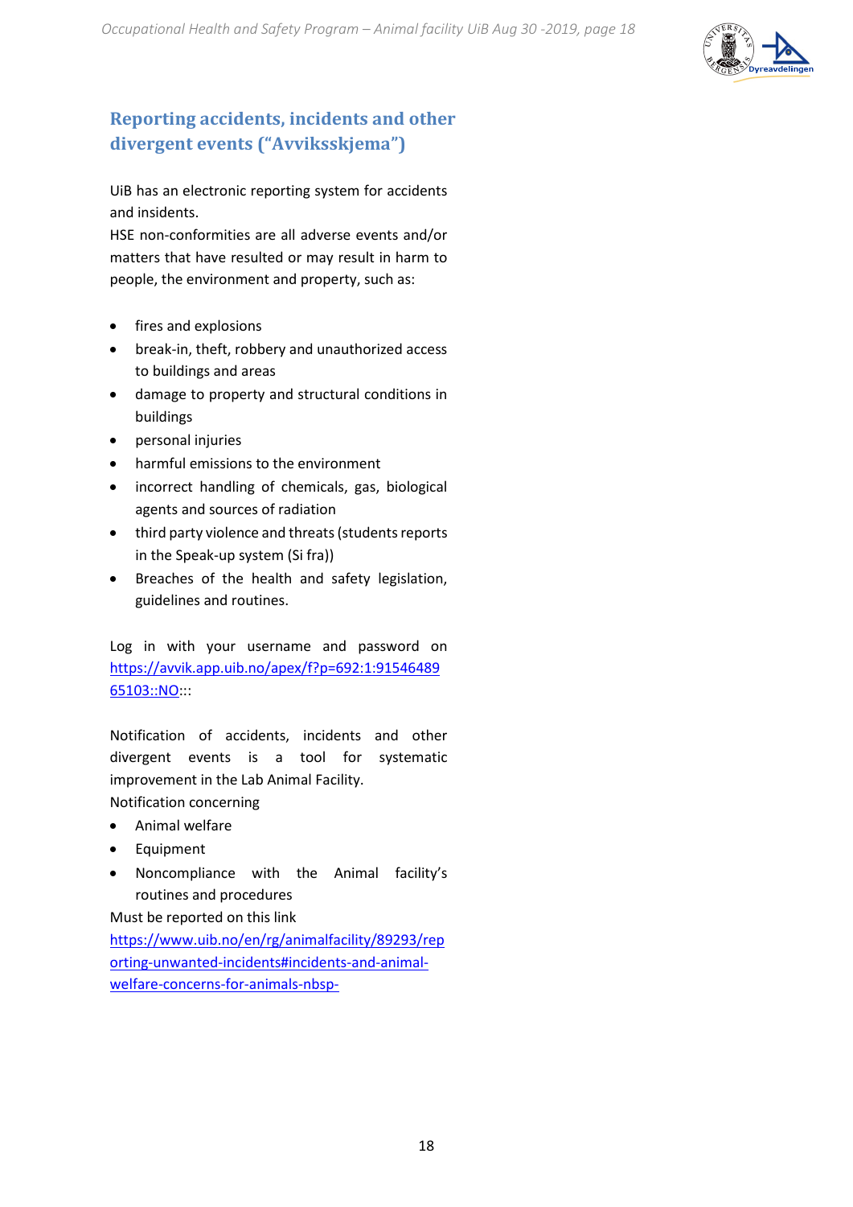## Reporting accidents, incidents and other divergent events ("Avviksskjema")

UiB has an electronic reporting system for accidents and incidents.
HSE non-conformities are all adverse events and/or matters that have resulted or may result in harm to people, the environment and property, such as:

- fires and explosions
- break-in, theft, robbery and unauthorized access to buildings and areas
- damage to property and structural conditions in buildings
- personal injuries
- harmful emissions to the environment
- incorrect handling of chemicals, gas, biological agents and sources of radiation
- third party violence and threats (students reports in the Speak-up system (Si fra))
- Breaches of the health and safety legislation, guidelines and routines.

Log in with your username and password on https://avvik.app.uib.no/apex/f?p=692:1:9154648965103::NO:::

Notification of accidents, incidents and other divergent events is a tool for systematic improvement in the Lab Animal Facility.
Notification concerning

- Animal welfare
- Equipment
- Noncompliance with the Animal facility's routines and procedures

Must be reported on this link https://www.uib.no/en/rg/animalfacility/89293/reporting-unwanted-incidents#incidents-and-animal-welfare-concerns-for-animals-nbsp-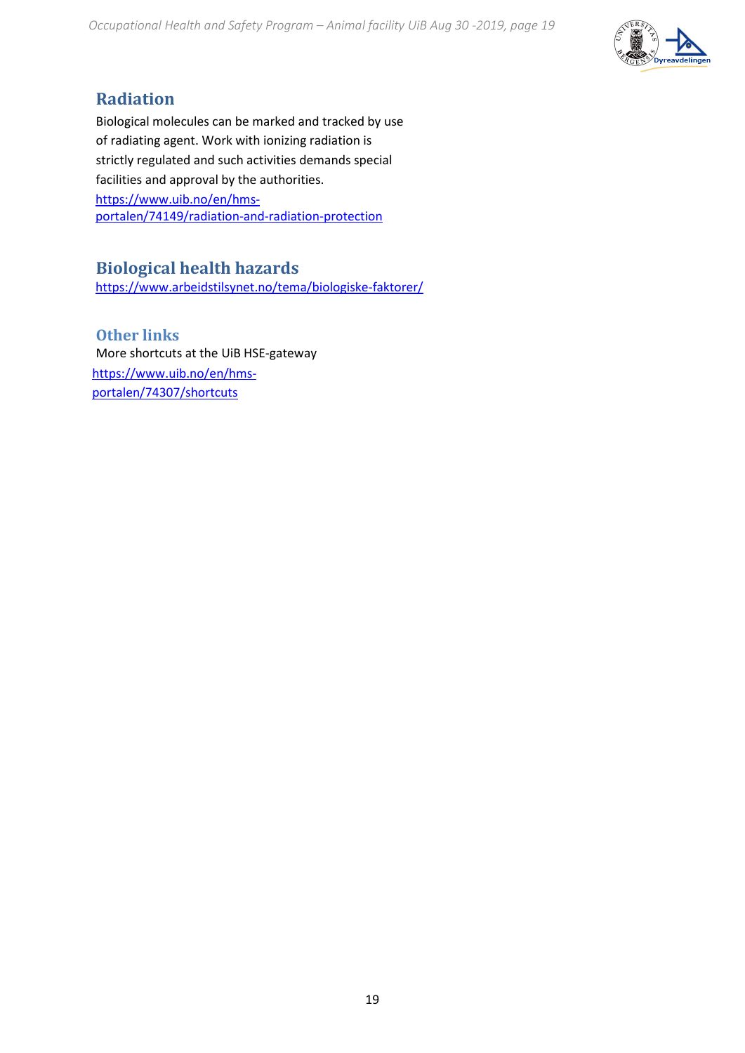## Radiation

Biological molecules can be marked and tracked by use of radiating agent. Work with ionizing radiation is strictly regulated and such activities demands special facilities and approval by the authorities.

https://www.uib.no/en/hms-portalen/74149/radiation-and-radiation-protection

## Biological health hazards

https://www.arbeidstilsynet.no/tema/biologiske-faktorer/

## Other links

More shortcuts at the UiB HSE-gateway

https://www.uib.no/en/hms-portalen/74307/shortcuts